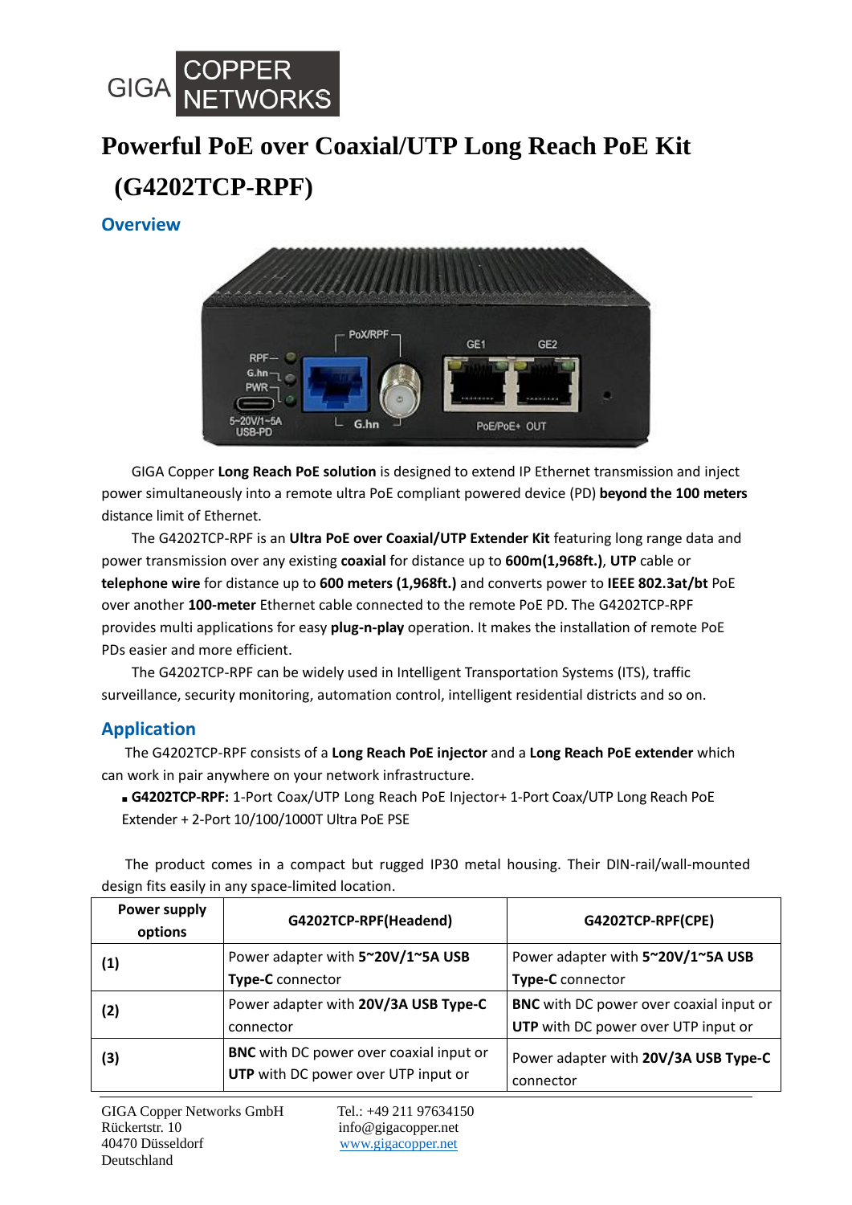# Powerful PoE over Coaxial/UTP Long Reach PoE Kit (G4202TCP-RPF)

## Overview

GIGA Copper **Long Reach PoE solution** is designed to extend IP Ethernet transmission and inject power simultaneously into a remote ultra PoE compliant powered device (PD) **beyond the 100 meters** distance limit of Ethernet.

The G4202TCP-RPF is an **Ultra PoE over Coaxial/UTP Extender Kit** featuring long range data and power transmission over any existing **coaxial** for distance up to **600m(1,968ft.)**, **UTP** cable or **telephone wire** for distance up to **600 meters (1,968ft.)** and converts power to **IEEE 802.3at/bt** PoE over another **100-meter** Ethernet cable connected to the remote PoE PD. The G4202TCP-RPF provides multi applications for easy **plug-n-play** operation. It makes the installation of remote PoE PDs easier and more efficient.

The G4202TCP-RPF can be widely used in Intelligent Transportation Systems (ITS), traffic surveillance, security monitoring, automation control, intelligent residential districts and so on.

## Application

The G4202TCP-RPF consists of a **Long Reach PoE injector** and a **Long Reach PoE extender** which can work in pair anywhere on your network infrastructure.

- **G4202TCP-RPF:** 1-Port Coax/UTP Long Reach PoE Injector+ 1-Port Coax/UTP Long Reach PoE Extender + 2-Port 10/100/1000T Ultra PoE PSE

The product comes in a compact but rugged IP30 metal housing. Their DIN-rail/wall-mounted design fits easily in any space-limited location.

| Power supply options | G4202TCP-RPF(Headend) | G4202TCP-RPF(CPE) |
|---|---|---|
| **(1)** | Power adapter with **5~20V/1~5A USB Type-C** connector | Power adapter with **5~20V/1~5A USB Type-C** connector |
| **(2)** | Power adapter with **20V/3A USB Type-C** connector | **BNC** with DC power over coaxial input or **UTP** with DC power over UTP input or |
| **(3)** | **BNC** with DC power over coaxial input or **UTP** with DC power over UTP input or | Power adapter with **20V/3A USB Type-C** connector |

GIGA Copper Networks GmbH
Rückertstr. 10
40470 Düsseldorf
Deutschland

Tel.: +49 211 97634150
info@gigacopper.net
www.gigacopper.net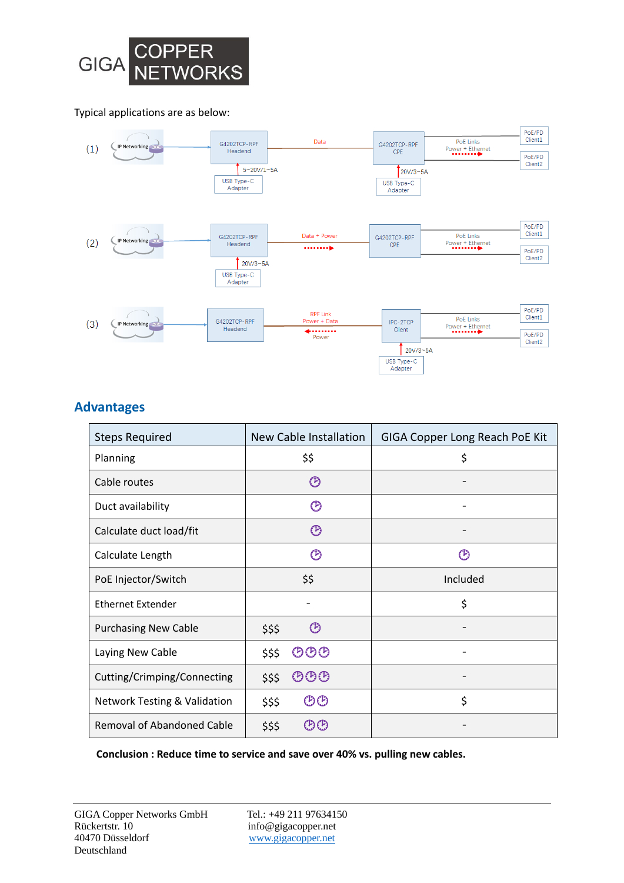Typical applications are as below:

(1) IP Networking → G4202TCP-RPF Headend (5~20V/1~5A, USB Type-C Adapter) — Data — G4202TCP-RPF CPE (20V/3~5A, USB Type-C Adapter) — PoE Links Power + Ethernet → PoE/PD Client1, PoE/PD Client2

(2) IP Networking → G4202TCP-RPF Headend (20V/3~5A, USB Type-C Adapter) — Data + Power — G4202TCP-RPF CPE — PoE Links Power + Ethernet → PoE/PD Client1, PoE/PD Client2

(3) IP Networking → G4202TCP-RPF Headend — RPF Link Power + Data, Power — IPC-2TCP Client (20V/3~5A, USB Type-C Adapter) — PoE Links Power + Ethernet → PoE/PD Client1, PoE/PD Client2

## Advantages

| Steps Required | New Cable Installation | GIGA Copper Long Reach PoE Kit |
|---|---|---|
| Planning | $$ | $ |
| Cable routes | 🕒 | - |
| Duct availability | 🕒 | - |
| Calculate duct load/fit | 🕒 | - |
| Calculate Length | 🕒 | 🕒 |
| PoE Injector/Switch | $$ | Included |
| Ethernet Extender | - | $ |
| Purchasing New Cable | $$$ 🕒 | - |
| Laying New Cable | $$$ 🕒🕒🕒 | - |
| Cutting/Crimping/Connecting | $$$ 🕒🕒🕒 | - |
| Network Testing & Validation | $$$ 🕒🕒 | $ |
| Removal of Abandoned Cable | $$$ 🕒🕒 | - |

**Conclusion : Reduce time to service and save over 40% vs. pulling new cables.**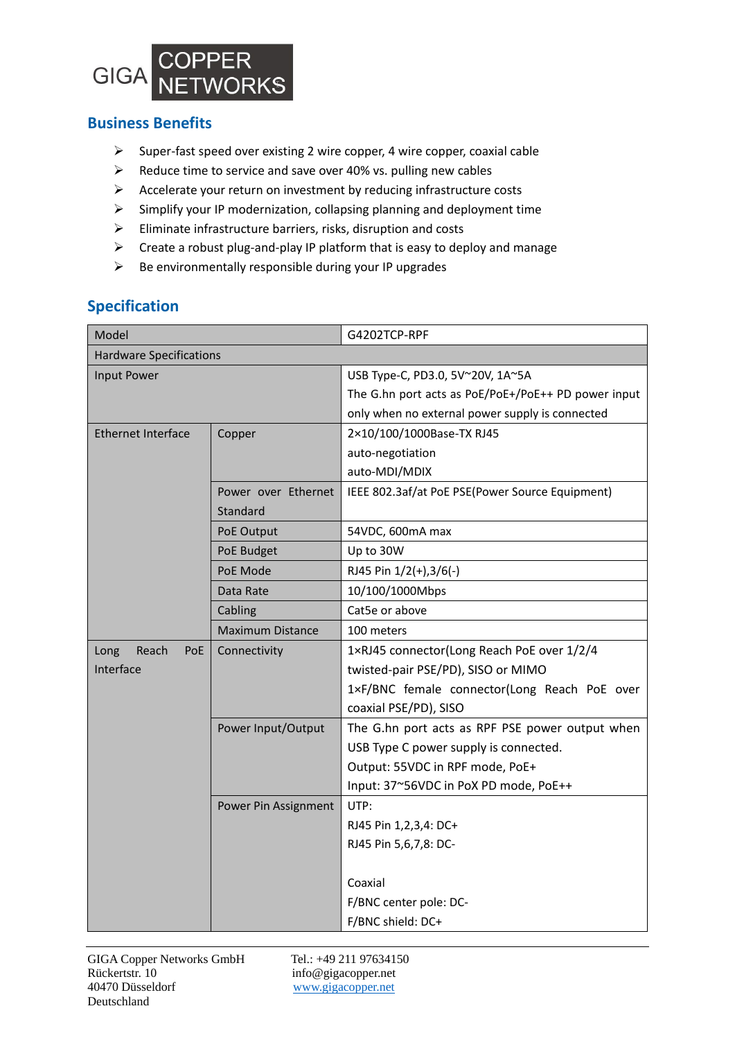## Business Benefits

- Super-fast speed over existing 2 wire copper, 4 wire copper, coaxial cable
- Reduce time to service and save over 40% vs. pulling new cables
- Accelerate your return on investment by reducing infrastructure costs
- Simplify your IP modernization, collapsing planning and deployment time
- Eliminate infrastructure barriers, risks, disruption and costs
- Create a robust plug-and-play IP platform that is easy to deploy and manage
- Be environmentally responsible during your IP upgrades

## Specification

| Model | | G4202TCP-RPF |
|---|---|---|
| Hardware Specifications | | |
| Input Power | | USB Type-C, PD3.0, 5V~20V, 1A~5A<br>The G.hn port acts as PoE/PoE+/PoE++ PD power input only when no external power supply is connected |
| Ethernet Interface | Copper | 2×10/100/1000Base-TX RJ45<br>auto-negotiation<br>auto-MDI/MDIX |
| | Power over Ethernet Standard | IEEE 802.3af/at PoE PSE(Power Source Equipment) |
| | PoE Output | 54VDC, 600mA max |
| | PoE Budget | Up to 30W |
| | PoE Mode | RJ45 Pin 1/2(+),3/6(-) |
| | Data Rate | 10/100/1000Mbps |
| | Cabling | Cat5e or above |
| | Maximum Distance | 100 meters |
| Long Reach PoE Interface | Connectivity | 1×RJ45 connector(Long Reach PoE over 1/2/4 twisted-pair PSE/PD), SISO or MIMO<br>1×F/BNC female connector(Long Reach PoE over coaxial PSE/PD), SISO |
| | Power Input/Output | The G.hn port acts as RPF PSE power output when USB Type C power supply is connected.<br>Output: 55VDC in RPF mode, PoE+<br>Input: 37~56VDC in PoX PD mode, PoE++ |
| | Power Pin Assignment | UTP:<br>RJ45 Pin 1,2,3,4: DC+<br>RJ45 Pin 5,6,7,8: DC-<br><br>Coaxial<br>F/BNC center pole: DC-<br>F/BNC shield: DC+ |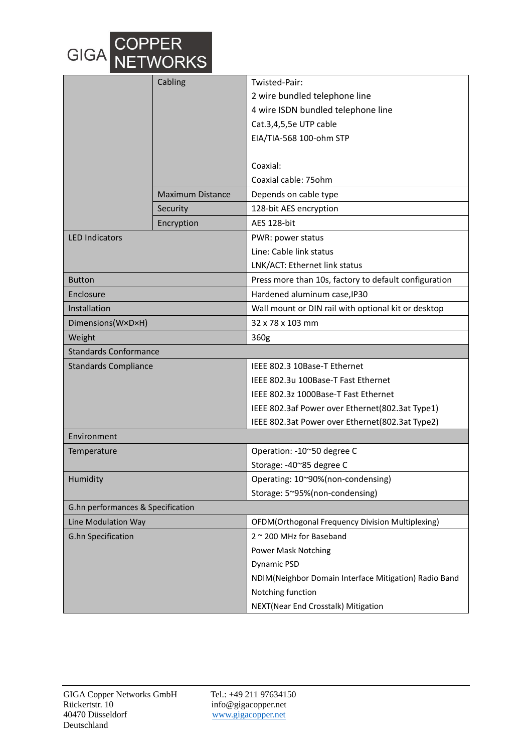| | | |
|---|---|---|
| | Cabling | Twisted-Pair:<br>2 wire bundled telephone line<br>4 wire ISDN bundled telephone line<br>Cat.3,4,5,5e UTP cable<br>EIA/TIA-568 100-ohm STP<br><br>Coaxial:<br>Coaxial cable: 75ohm |
| | Maximum Distance | Depends on cable type |
| | Security | 128-bit AES encryption |
| | Encryption | AES 128-bit |
| LED Indicators | | PWR: power status<br>Line: Cable link status<br>LNK/ACT: Ethernet link status |
| Button | | Press more than 10s, factory to default configuration |
| Enclosure | | Hardened aluminum case,IP30 |
| Installation | | Wall mount or DIN rail with optional kit or desktop |
| Dimensions(W×D×H) | | 32 x 78 x 103 mm |
| Weight | | 360g |
| Standards Conformance | | |
| Standards Compliance | | IEEE 802.3 10Base-T Ethernet<br>IEEE 802.3u 100Base-T Fast Ethernet<br>IEEE 802.3z 1000Base-T Fast Ethernet<br>IEEE 802.3af Power over Ethernet(802.3at Type1)<br>IEEE 802.3at Power over Ethernet(802.3at Type2) |
| Environment | | |
| Temperature | | Operation: -10~50 degree C<br>Storage: -40~85 degree C |
| Humidity | | Operating: 10~90%(non-condensing)<br>Storage: 5~95%(non-condensing) |
| G.hn performances & Specification | | |
| Line Modulation Way | | OFDM(Orthogonal Frequency Division Multiplexing) |
| G.hn Specification | | 2 ~ 200 MHz for Baseband<br>Power Mask Notching<br>Dynamic PSD<br>NDIM(Neighbor Domain Interface Mitigation) Radio Band<br>Notching function<br>NEXT(Near End Crosstalk) Mitigation |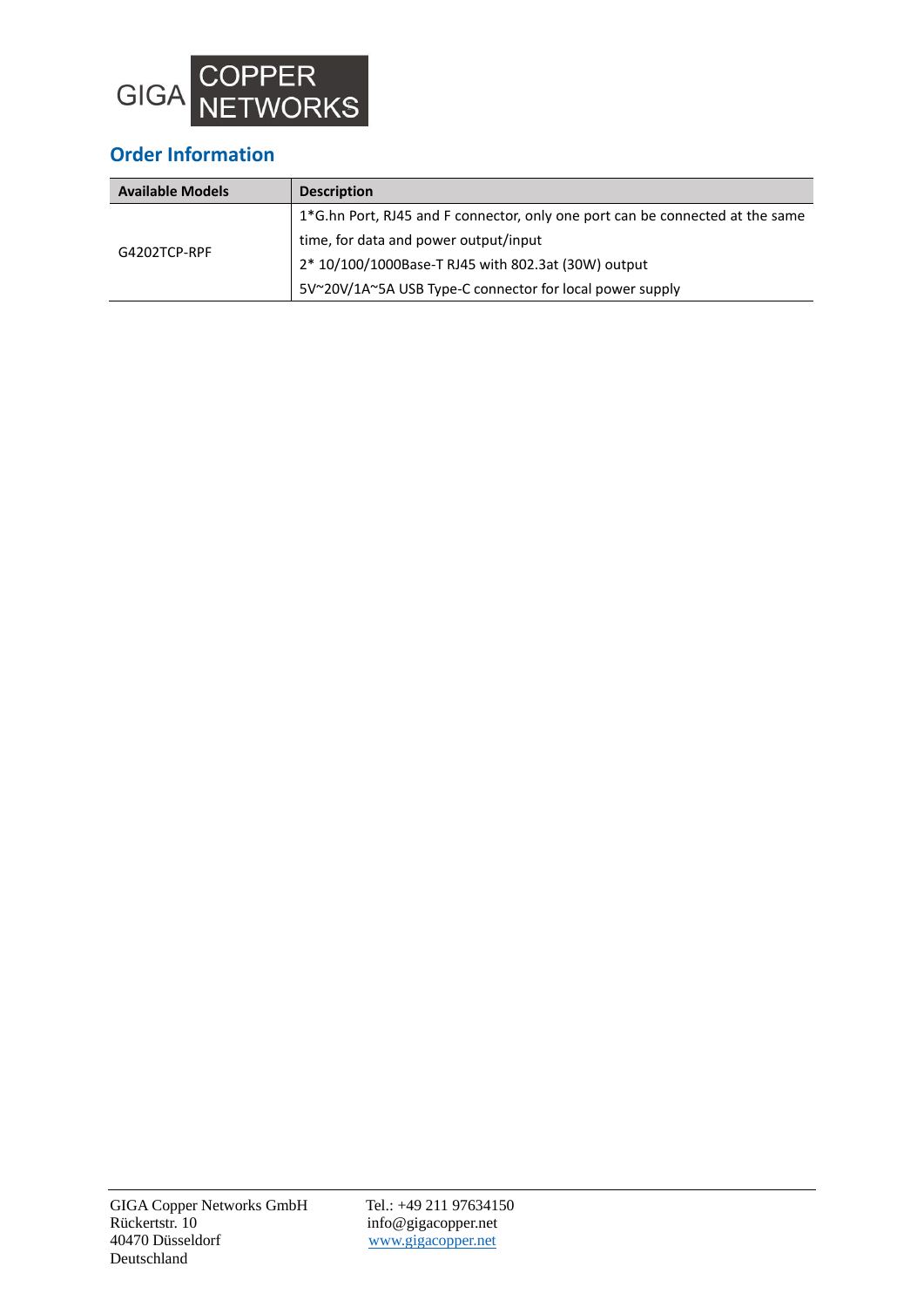## Order Information

| Available Models | Description |
|---|---|
| G4202TCP-RPF | 1*G.hn Port, RJ45 and F connector, only one port can be connected at the same time, for data and power output/input<br>2* 10/100/1000Base-T RJ45 with 802.3at (30W) output<br>5V~20V/1A~5A USB Type-C connector for local power supply |

GIGA Copper Networks GmbH
Rückertstr. 10
40470 Düsseldorf
Deutschland

Tel.: +49 211 97634150
info@gigacopper.net
www.gigacopper.net